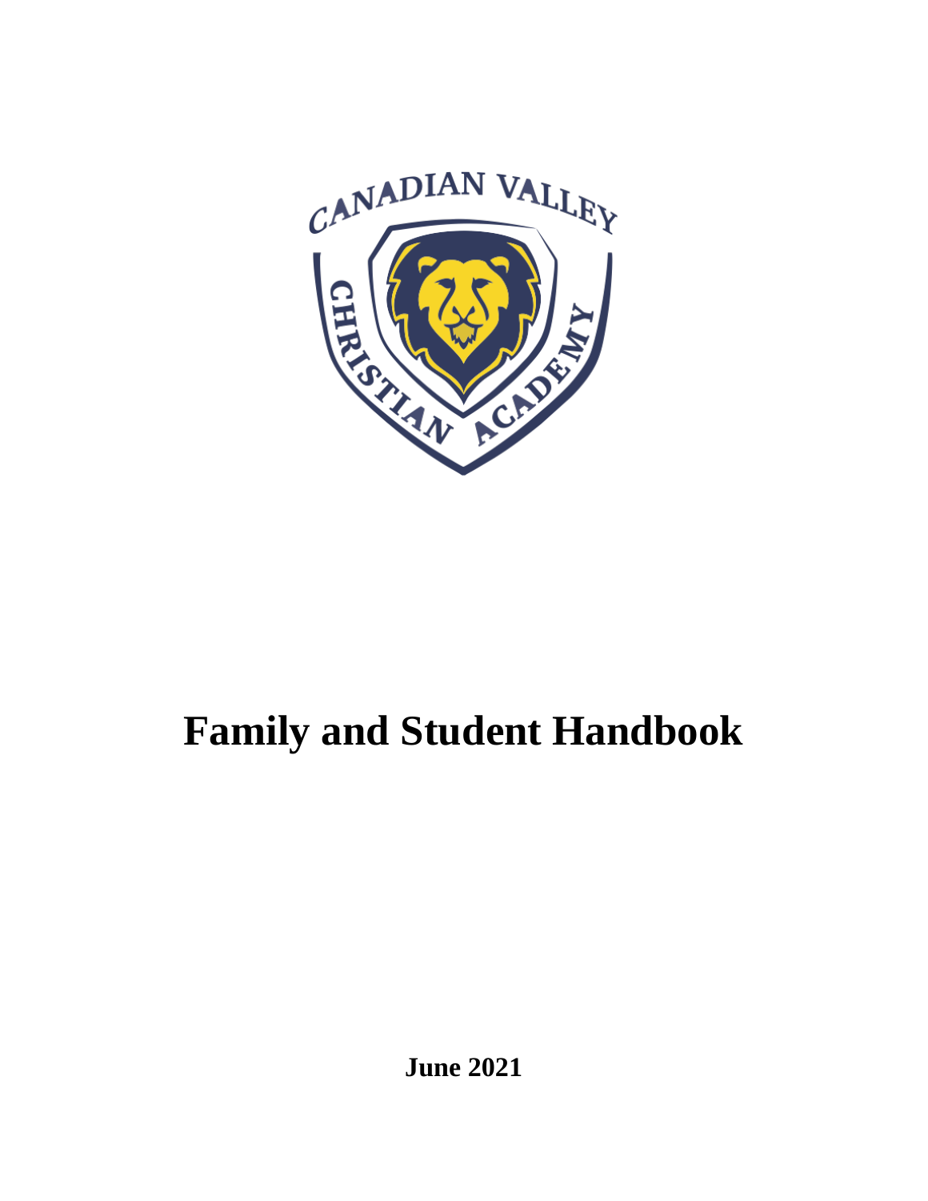CANADIAN VALLEY CHRISTIAN ACADEMY

# Family and Student Handbook

**June 2021**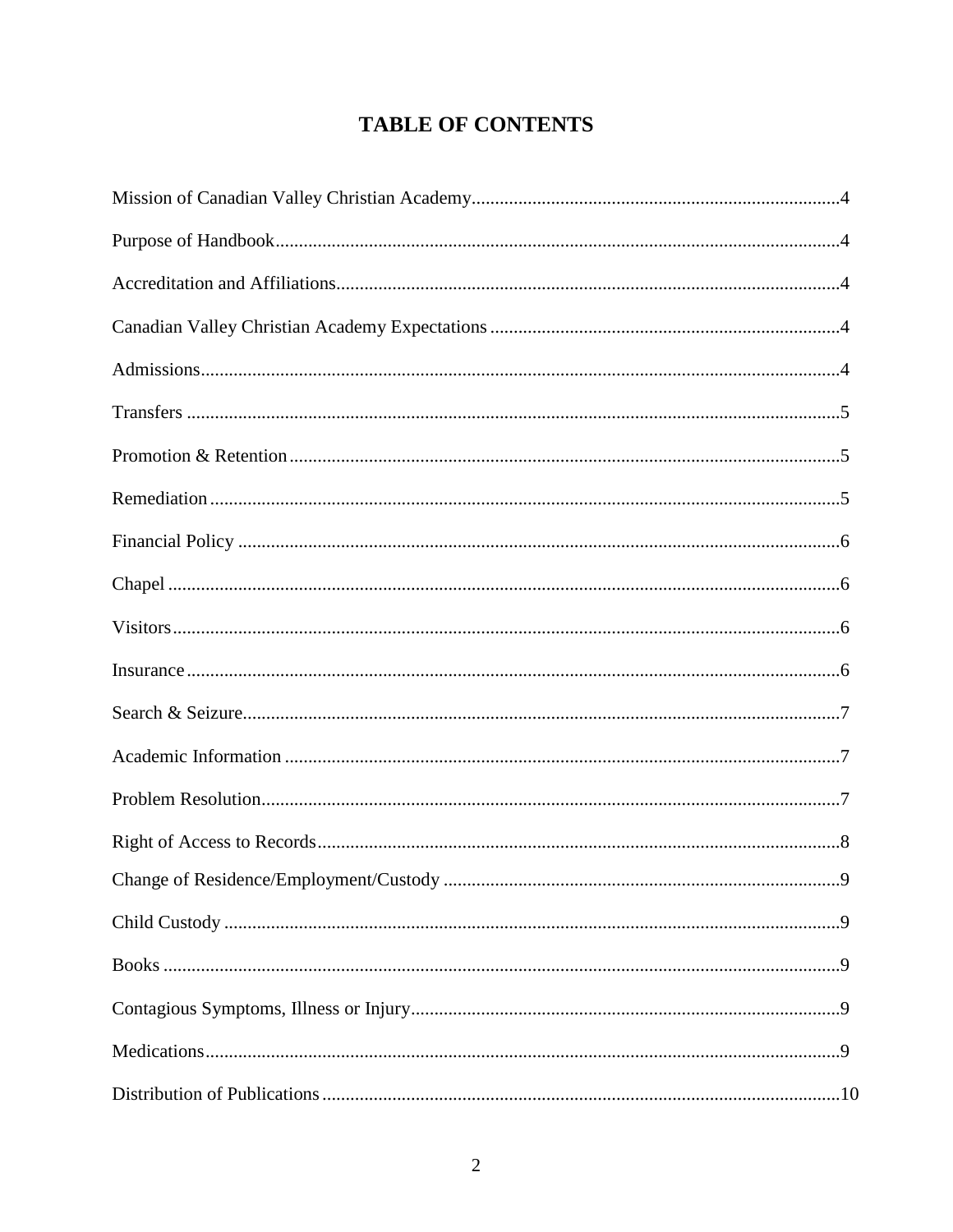# TABLE OF CONTENTS

Mission of Canadian Valley Christian Academy....................4

Purpose of Handbook....................4

Accreditation and Affiliations....................4

Canadian Valley Christian Academy Expectations....................4

Admissions....................4

Transfers....................5

Promotion & Retention....................5

Remediation....................5

Financial Policy....................6

Chapel....................6

Visitors....................6

Insurance....................6

Search & Seizure....................7

Academic Information....................7

Problem Resolution....................7

Right of Access to Records....................8

Change of Residence/Employment/Custody....................9

Child Custody....................9

Books....................9

Contagious Symptoms, Illness or Injury....................9

Medications....................9

Distribution of Publications....................10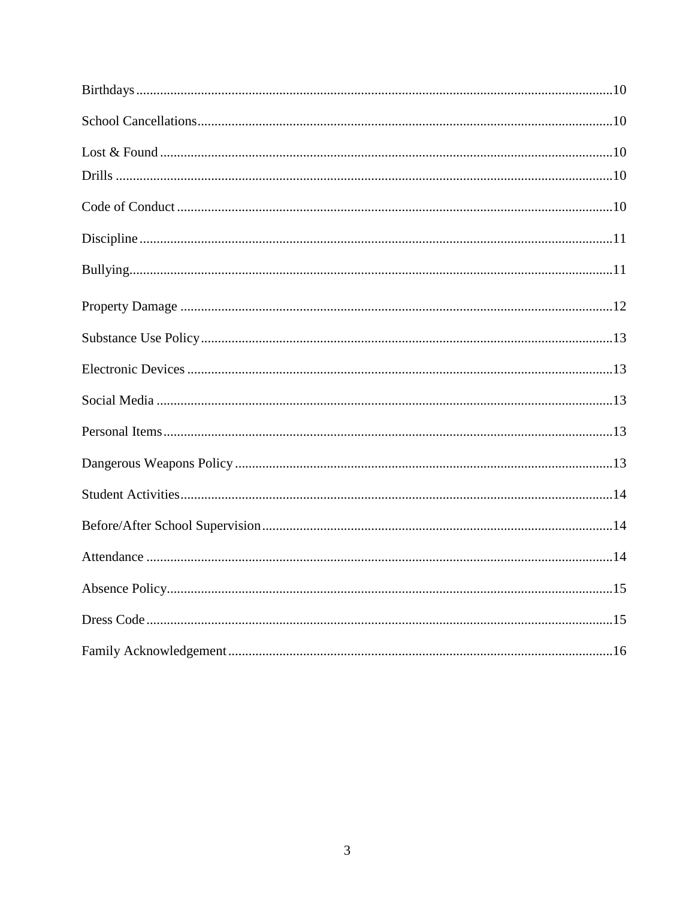Birthdays..........................................................................................................................10

School Cancellations........................................................................................................10

Lost & Found ...................................................................................................................10

Drills ................................................................................................................................10

Code of Conduct ..............................................................................................................10

Discipline.........................................................................................................................11

Bullying............................................................................................................................11

Property Damage .............................................................................................................12

Substance Use Policy.......................................................................................................13

Electronic Devices ...........................................................................................................13

Social Media ....................................................................................................................13

Personal Items..................................................................................................................13

Dangerous Weapons Policy .............................................................................................13

Student Activities.............................................................................................................14

Before/After School Supervision.....................................................................................14

Attendance .......................................................................................................................14

Absence Policy.................................................................................................................15

Dress Code .......................................................................................................................15

Family Acknowledgement................................................................................................16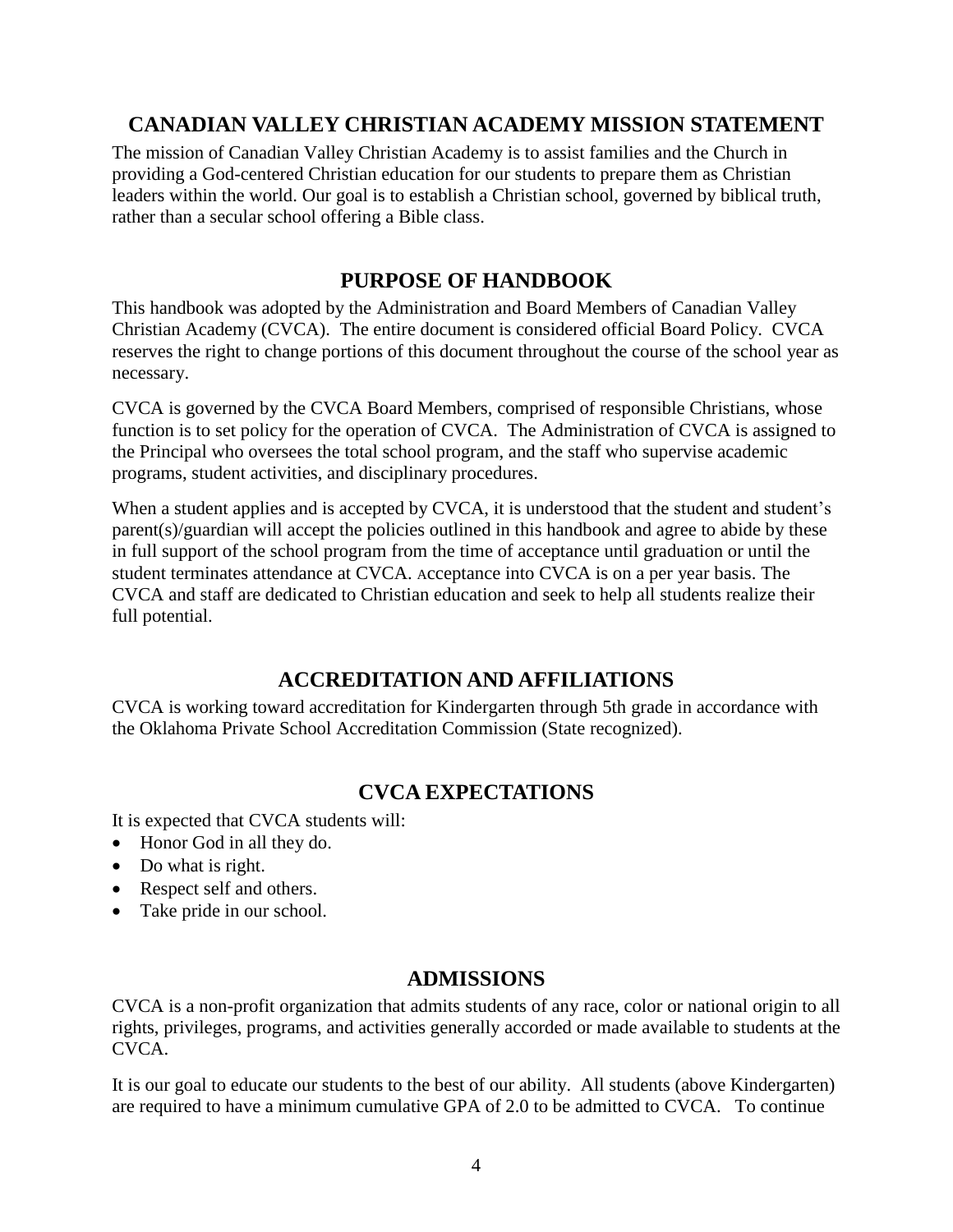## CANADIAN VALLEY CHRISTIAN ACADEMY MISSION STATEMENT

The mission of Canadian Valley Christian Academy is to assist families and the Church in providing a God-centered Christian education for our students to prepare them as Christian leaders within the world. Our goal is to establish a Christian school, governed by biblical truth, rather than a secular school offering a Bible class.

## PURPOSE OF HANDBOOK

This handbook was adopted by the Administration and Board Members of Canadian Valley Christian Academy (CVCA). The entire document is considered official Board Policy. CVCA reserves the right to change portions of this document throughout the course of the school year as necessary.

CVCA is governed by the CVCA Board Members, comprised of responsible Christians, whose function is to set policy for the operation of CVCA. The Administration of CVCA is assigned to the Principal who oversees the total school program, and the staff who supervise academic programs, student activities, and disciplinary procedures.

When a student applies and is accepted by CVCA, it is understood that the student and student's parent(s)/guardian will accept the policies outlined in this handbook and agree to abide by these in full support of the school program from the time of acceptance until graduation or until the student terminates attendance at CVCA. Acceptance into CVCA is on a per year basis. The CVCA and staff are dedicated to Christian education and seek to help all students realize their full potential.

## ACCREDITATION AND AFFILIATIONS

CVCA is working toward accreditation for Kindergarten through 5th grade in accordance with the Oklahoma Private School Accreditation Commission (State recognized).

## CVCA EXPECTATIONS

It is expected that CVCA students will:

- Honor God in all they do.
- Do what is right.
- Respect self and others.
- Take pride in our school.

## ADMISSIONS

CVCA is a non-profit organization that admits students of any race, color or national origin to all rights, privileges, programs, and activities generally accorded or made available to students at the CVCA.

It is our goal to educate our students to the best of our ability. All students (above Kindergarten) are required to have a minimum cumulative GPA of 2.0 to be admitted to CVCA. To continue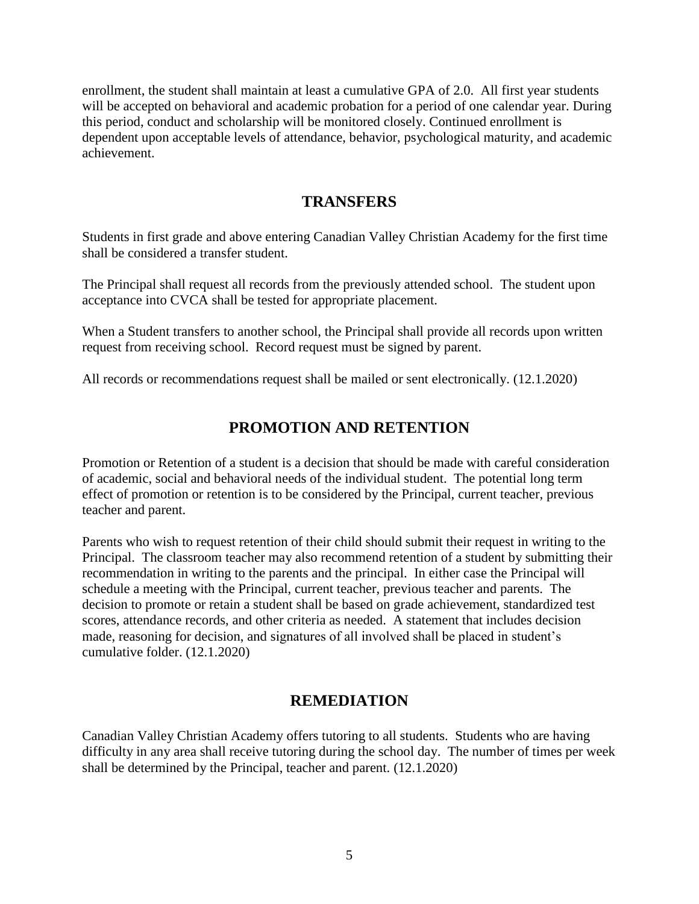enrollment, the student shall maintain at least a cumulative GPA of 2.0. All first year students will be accepted on behavioral and academic probation for a period of one calendar year. During this period, conduct and scholarship will be monitored closely. Continued enrollment is dependent upon acceptable levels of attendance, behavior, psychological maturity, and academic achievement.

## TRANSFERS

Students in first grade and above entering Canadian Valley Christian Academy for the first time shall be considered a transfer student.

The Principal shall request all records from the previously attended school. The student upon acceptance into CVCA shall be tested for appropriate placement.

When a Student transfers to another school, the Principal shall provide all records upon written request from receiving school. Record request must be signed by parent.

All records or recommendations request shall be mailed or sent electronically. (12.1.2020)

## PROMOTION AND RETENTION

Promotion or Retention of a student is a decision that should be made with careful consideration of academic, social and behavioral needs of the individual student. The potential long term effect of promotion or retention is to be considered by the Principal, current teacher, previous teacher and parent.

Parents who wish to request retention of their child should submit their request in writing to the Principal. The classroom teacher may also recommend retention of a student by submitting their recommendation in writing to the parents and the principal. In either case the Principal will schedule a meeting with the Principal, current teacher, previous teacher and parents. The decision to promote or retain a student shall be based on grade achievement, standardized test scores, attendance records, and other criteria as needed. A statement that includes decision made, reasoning for decision, and signatures of all involved shall be placed in student's cumulative folder. (12.1.2020)

## REMEDIATION

Canadian Valley Christian Academy offers tutoring to all students. Students who are having difficulty in any area shall receive tutoring during the school day. The number of times per week shall be determined by the Principal, teacher and parent. (12.1.2020)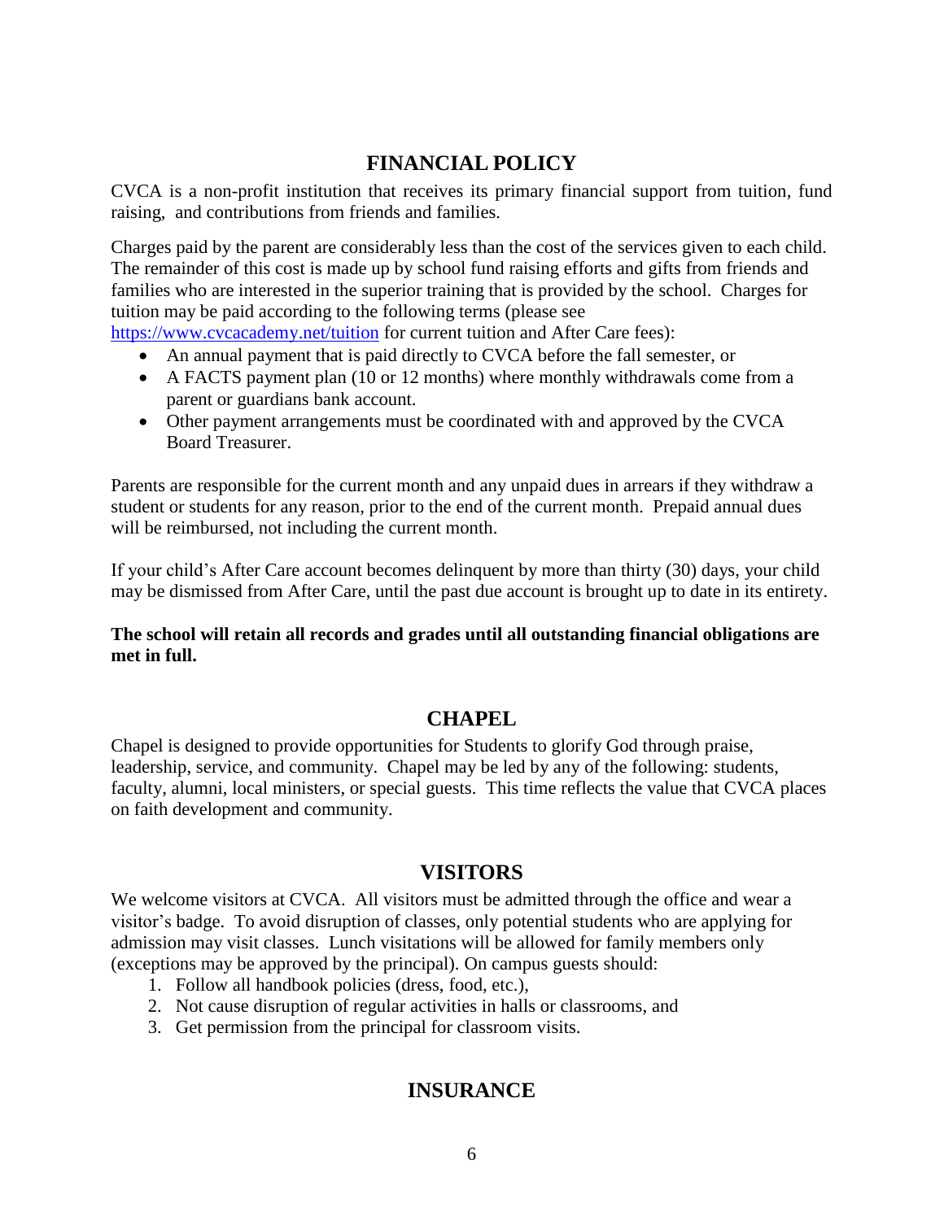## FINANCIAL POLICY

CVCA is a non-profit institution that receives its primary financial support from tuition, fund raising, and contributions from friends and families.

Charges paid by the parent are considerably less than the cost of the services given to each child. The remainder of this cost is made up by school fund raising efforts and gifts from friends and families who are interested in the superior training that is provided by the school. Charges for tuition may be paid according to the following terms (please see https://www.cvcacademy.net/tuition for current tuition and After Care fees):

- An annual payment that is paid directly to CVCA before the fall semester, or
- A FACTS payment plan (10 or 12 months) where monthly withdrawals come from a parent or guardians bank account.
- Other payment arrangements must be coordinated with and approved by the CVCA Board Treasurer.

Parents are responsible for the current month and any unpaid dues in arrears if they withdraw a student or students for any reason, prior to the end of the current month. Prepaid annual dues will be reimbursed, not including the current month.

If your child's After Care account becomes delinquent by more than thirty (30) days, your child may be dismissed from After Care, until the past due account is brought up to date in its entirety.

**The school will retain all records and grades until all outstanding financial obligations are met in full.**

## CHAPEL

Chapel is designed to provide opportunities for Students to glorify God through praise, leadership, service, and community. Chapel may be led by any of the following: students, faculty, alumni, local ministers, or special guests. This time reflects the value that CVCA places on faith development and community.

## VISITORS

We welcome visitors at CVCA. All visitors must be admitted through the office and wear a visitor's badge. To avoid disruption of classes, only potential students who are applying for admission may visit classes. Lunch visitations will be allowed for family members only (exceptions may be approved by the principal). On campus guests should:

1. Follow all handbook policies (dress, food, etc.),
2. Not cause disruption of regular activities in halls or classrooms, and
3. Get permission from the principal for classroom visits.

## INSURANCE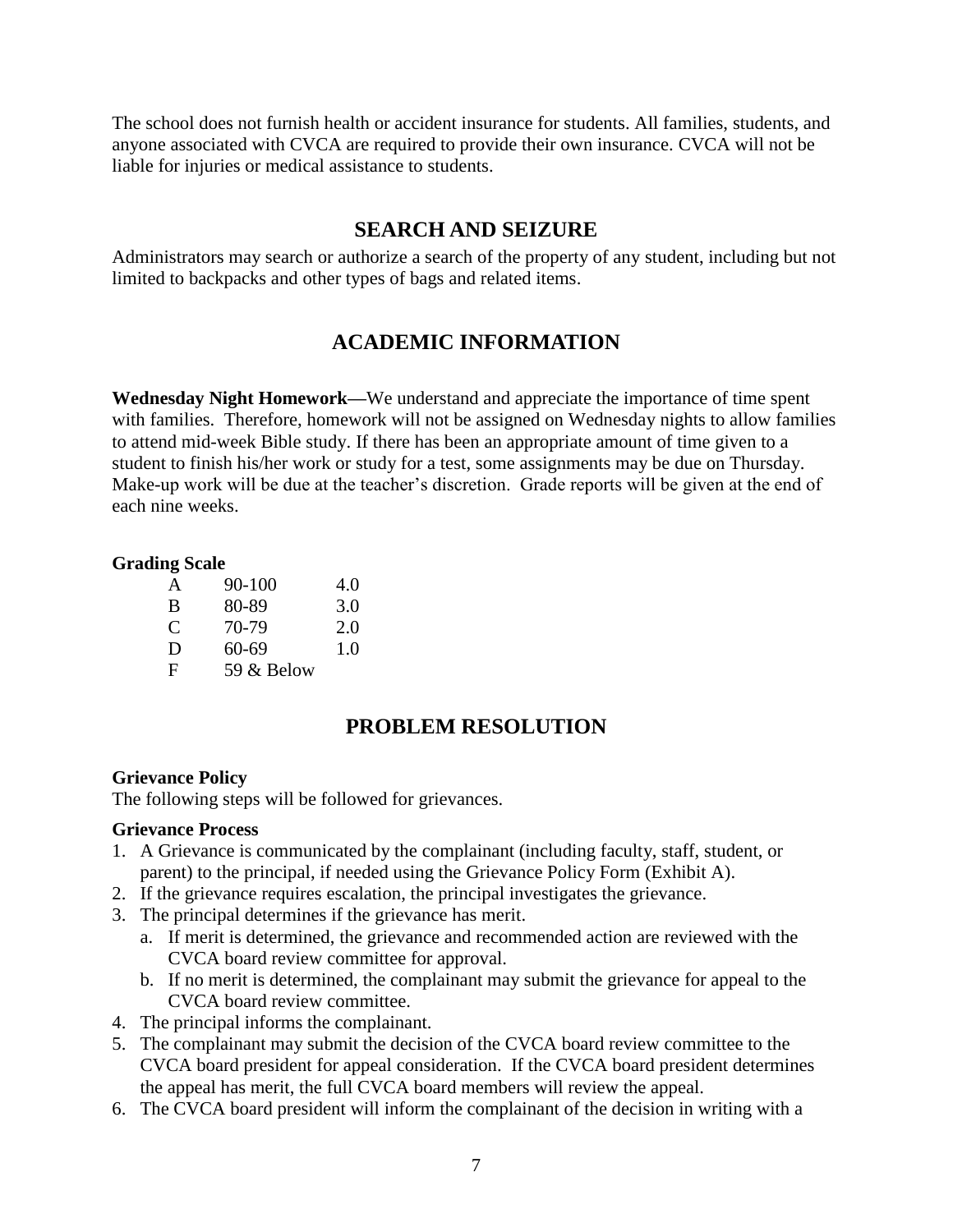The school does not furnish health or accident insurance for students. All families, students, and anyone associated with CVCA are required to provide their own insurance. CVCA will not be liable for injuries or medical assistance to students.

## SEARCH AND SEIZURE

Administrators may search or authorize a search of the property of any student, including but not limited to backpacks and other types of bags and related items.

## ACADEMIC INFORMATION

**Wednesday Night Homework—**We understand and appreciate the importance of time spent with families. Therefore, homework will not be assigned on Wednesday nights to allow families to attend mid-week Bible study. If there has been an appropriate amount of time given to a student to finish his/her work or study for a test, some assignments may be due on Thursday. Make-up work will be due at the teacher's discretion. Grade reports will be given at the end of each nine weeks.

**Grading Scale**

| | | |
|---|---|---|
| A | 90-100 | 4.0 |
| B | 80-89 | 3.0 |
| C | 70-79 | 2.0 |
| D | 60-69 | 1.0 |
| F | 59 & Below | |

## PROBLEM RESOLUTION

**Grievance Policy**

The following steps will be followed for grievances.

**Grievance Process**

1. A Grievance is communicated by the complainant (including faculty, staff, student, or parent) to the principal, if needed using the Grievance Policy Form (Exhibit A).
2. If the grievance requires escalation, the principal investigates the grievance.
3. The principal determines if the grievance has merit.
   a. If merit is determined, the grievance and recommended action are reviewed with the CVCA board review committee for approval.
   b. If no merit is determined, the complainant may submit the grievance for appeal to the CVCA board review committee.
4. The principal informs the complainant.
5. The complainant may submit the decision of the CVCA board review committee to the CVCA board president for appeal consideration. If the CVCA board president determines the appeal has merit, the full CVCA board members will review the appeal.
6. The CVCA board president will inform the complainant of the decision in writing with a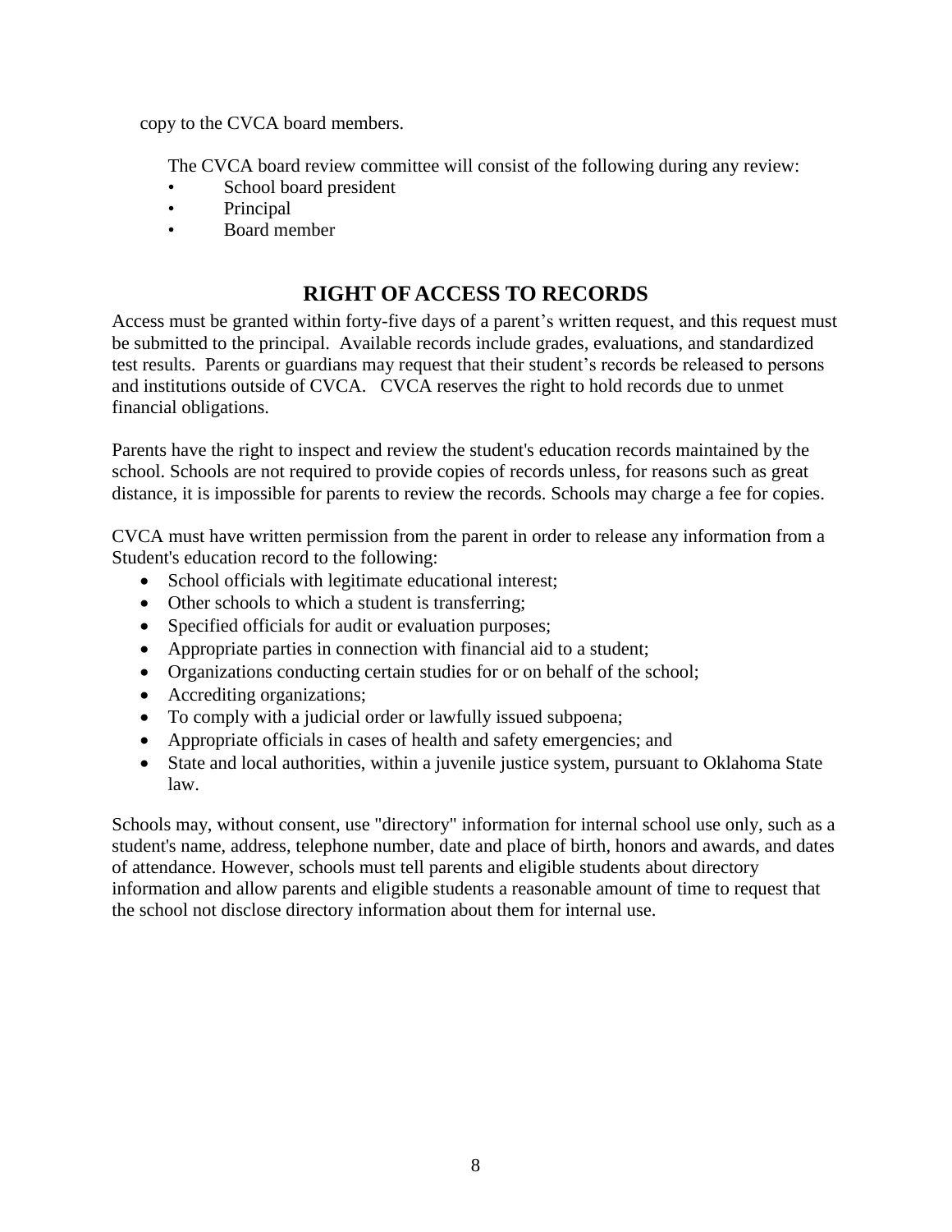copy to the CVCA board members.

The CVCA board review committee will consist of the following during any review:

- School board president
- Principal
- Board member

## RIGHT OF ACCESS TO RECORDS

Access must be granted within forty-five days of a parent's written request, and this request must be submitted to the principal. Available records include grades, evaluations, and standardized test results. Parents or guardians may request that their student's records be released to persons and institutions outside of CVCA. CVCA reserves the right to hold records due to unmet financial obligations.

Parents have the right to inspect and review the student's education records maintained by the school. Schools are not required to provide copies of records unless, for reasons such as great distance, it is impossible for parents to review the records. Schools may charge a fee for copies.

CVCA must have written permission from the parent in order to release any information from a Student's education record to the following:

- School officials with legitimate educational interest;
- Other schools to which a student is transferring;
- Specified officials for audit or evaluation purposes;
- Appropriate parties in connection with financial aid to a student;
- Organizations conducting certain studies for or on behalf of the school;
- Accrediting organizations;
- To comply with a judicial order or lawfully issued subpoena;
- Appropriate officials in cases of health and safety emergencies; and
- State and local authorities, within a juvenile justice system, pursuant to Oklahoma State law.

Schools may, without consent, use "directory" information for internal school use only, such as a student's name, address, telephone number, date and place of birth, honors and awards, and dates of attendance. However, schools must tell parents and eligible students about directory information and allow parents and eligible students a reasonable amount of time to request that the school not disclose directory information about them for internal use.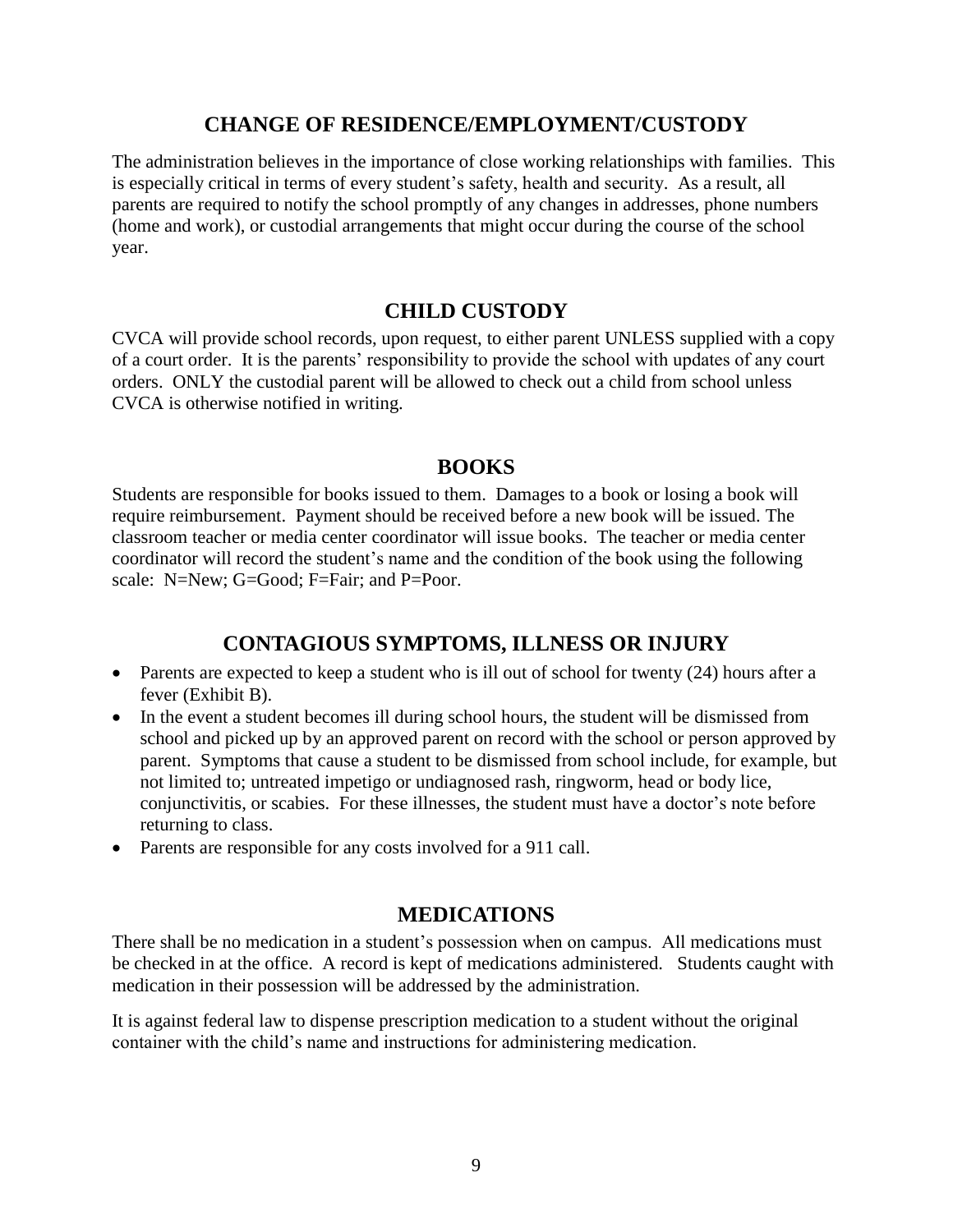## CHANGE OF RESIDENCE/EMPLOYMENT/CUSTODY

The administration believes in the importance of close working relationships with families. This is especially critical in terms of every student's safety, health and security. As a result, all parents are required to notify the school promptly of any changes in addresses, phone numbers (home and work), or custodial arrangements that might occur during the course of the school year.

## CHILD CUSTODY

CVCA will provide school records, upon request, to either parent UNLESS supplied with a copy of a court order. It is the parents' responsibility to provide the school with updates of any court orders. ONLY the custodial parent will be allowed to check out a child from school unless CVCA is otherwise notified in writing.

## BOOKS

Students are responsible for books issued to them. Damages to a book or losing a book will require reimbursement. Payment should be received before a new book will be issued. The classroom teacher or media center coordinator will issue books. The teacher or media center coordinator will record the student's name and the condition of the book using the following scale: N=New; G=Good; F=Fair; and P=Poor.

## CONTAGIOUS SYMPTOMS, ILLNESS OR INJURY

- Parents are expected to keep a student who is ill out of school for twenty (24) hours after a fever (Exhibit B).
- In the event a student becomes ill during school hours, the student will be dismissed from school and picked up by an approved parent on record with the school or person approved by parent. Symptoms that cause a student to be dismissed from school include, for example, but not limited to; untreated impetigo or undiagnosed rash, ringworm, head or body lice, conjunctivitis, or scabies. For these illnesses, the student must have a doctor's note before returning to class.
- Parents are responsible for any costs involved for a 911 call.

## MEDICATIONS

There shall be no medication in a student's possession when on campus. All medications must be checked in at the office. A record is kept of medications administered. Students caught with medication in their possession will be addressed by the administration.

It is against federal law to dispense prescription medication to a student without the original container with the child's name and instructions for administering medication.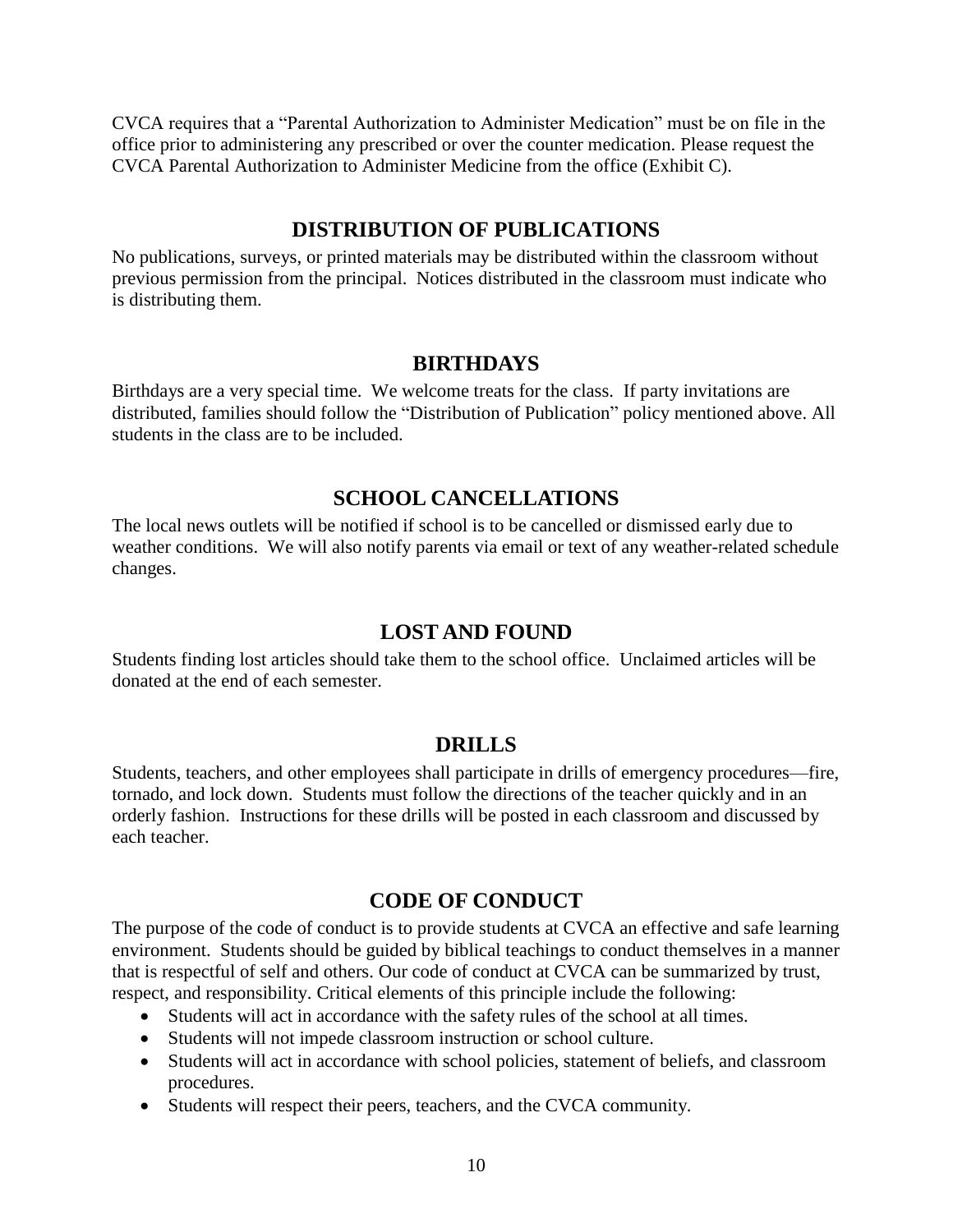CVCA requires that a "Parental Authorization to Administer Medication" must be on file in the office prior to administering any prescribed or over the counter medication. Please request the CVCA Parental Authorization to Administer Medicine from the office (Exhibit C).

## DISTRIBUTION OF PUBLICATIONS

No publications, surveys, or printed materials may be distributed within the classroom without previous permission from the principal. Notices distributed in the classroom must indicate who is distributing them.

## BIRTHDAYS

Birthdays are a very special time. We welcome treats for the class. If party invitations are distributed, families should follow the "Distribution of Publication" policy mentioned above. All students in the class are to be included.

## SCHOOL CANCELLATIONS

The local news outlets will be notified if school is to be cancelled or dismissed early due to weather conditions. We will also notify parents via email or text of any weather-related schedule changes.

## LOST AND FOUND

Students finding lost articles should take them to the school office. Unclaimed articles will be donated at the end of each semester.

## DRILLS

Students, teachers, and other employees shall participate in drills of emergency procedures—fire, tornado, and lock down. Students must follow the directions of the teacher quickly and in an orderly fashion. Instructions for these drills will be posted in each classroom and discussed by each teacher.

## CODE OF CONDUCT

The purpose of the code of conduct is to provide students at CVCA an effective and safe learning environment. Students should be guided by biblical teachings to conduct themselves in a manner that is respectful of self and others. Our code of conduct at CVCA can be summarized by trust, respect, and responsibility. Critical elements of this principle include the following:

- Students will act in accordance with the safety rules of the school at all times.
- Students will not impede classroom instruction or school culture.
- Students will act in accordance with school policies, statement of beliefs, and classroom procedures.
- Students will respect their peers, teachers, and the CVCA community.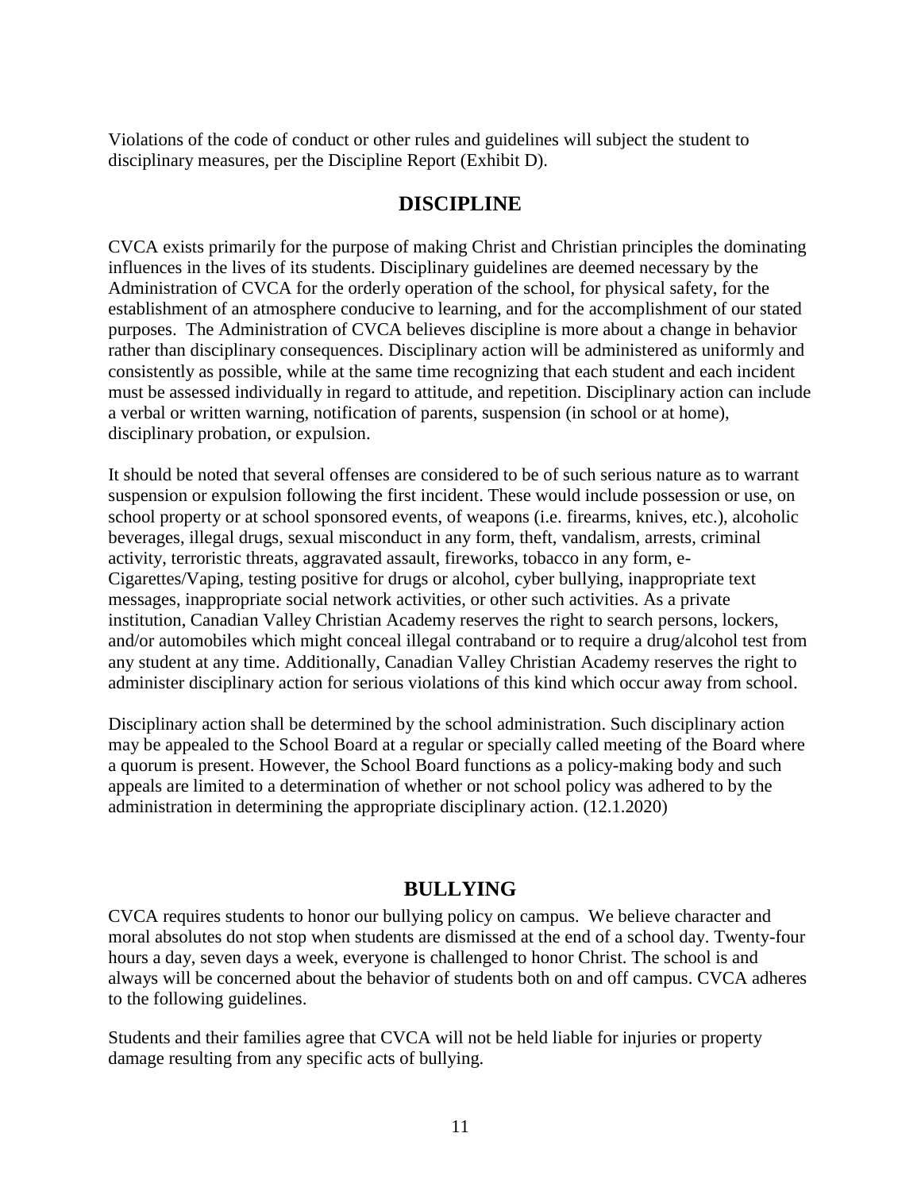Violations of the code of conduct or other rules and guidelines will subject the student to disciplinary measures, per the Discipline Report (Exhibit D).

## DISCIPLINE

CVCA exists primarily for the purpose of making Christ and Christian principles the dominating influences in the lives of its students. Disciplinary guidelines are deemed necessary by the Administration of CVCA for the orderly operation of the school, for physical safety, for the establishment of an atmosphere conducive to learning, and for the accomplishment of our stated purposes. The Administration of CVCA believes discipline is more about a change in behavior rather than disciplinary consequences. Disciplinary action will be administered as uniformly and consistently as possible, while at the same time recognizing that each student and each incident must be assessed individually in regard to attitude, and repetition. Disciplinary action can include a verbal or written warning, notification of parents, suspension (in school or at home), disciplinary probation, or expulsion.

It should be noted that several offenses are considered to be of such serious nature as to warrant suspension or expulsion following the first incident. These would include possession or use, on school property or at school sponsored events, of weapons (i.e. firearms, knives, etc.), alcoholic beverages, illegal drugs, sexual misconduct in any form, theft, vandalism, arrests, criminal activity, terroristic threats, aggravated assault, fireworks, tobacco in any form, e-Cigarettes/Vaping, testing positive for drugs or alcohol, cyber bullying, inappropriate text messages, inappropriate social network activities, or other such activities. As a private institution, Canadian Valley Christian Academy reserves the right to search persons, lockers, and/or automobiles which might conceal illegal contraband or to require a drug/alcohol test from any student at any time. Additionally, Canadian Valley Christian Academy reserves the right to administer disciplinary action for serious violations of this kind which occur away from school.

Disciplinary action shall be determined by the school administration. Such disciplinary action may be appealed to the School Board at a regular or specially called meeting of the Board where a quorum is present. However, the School Board functions as a policy-making body and such appeals are limited to a determination of whether or not school policy was adhered to by the administration in determining the appropriate disciplinary action. (12.1.2020)

## BULLYING

CVCA requires students to honor our bullying policy on campus. We believe character and moral absolutes do not stop when students are dismissed at the end of a school day. Twenty-four hours a day, seven days a week, everyone is challenged to honor Christ. The school is and always will be concerned about the behavior of students both on and off campus. CVCA adheres to the following guidelines.

Students and their families agree that CVCA will not be held liable for injuries or property damage resulting from any specific acts of bullying.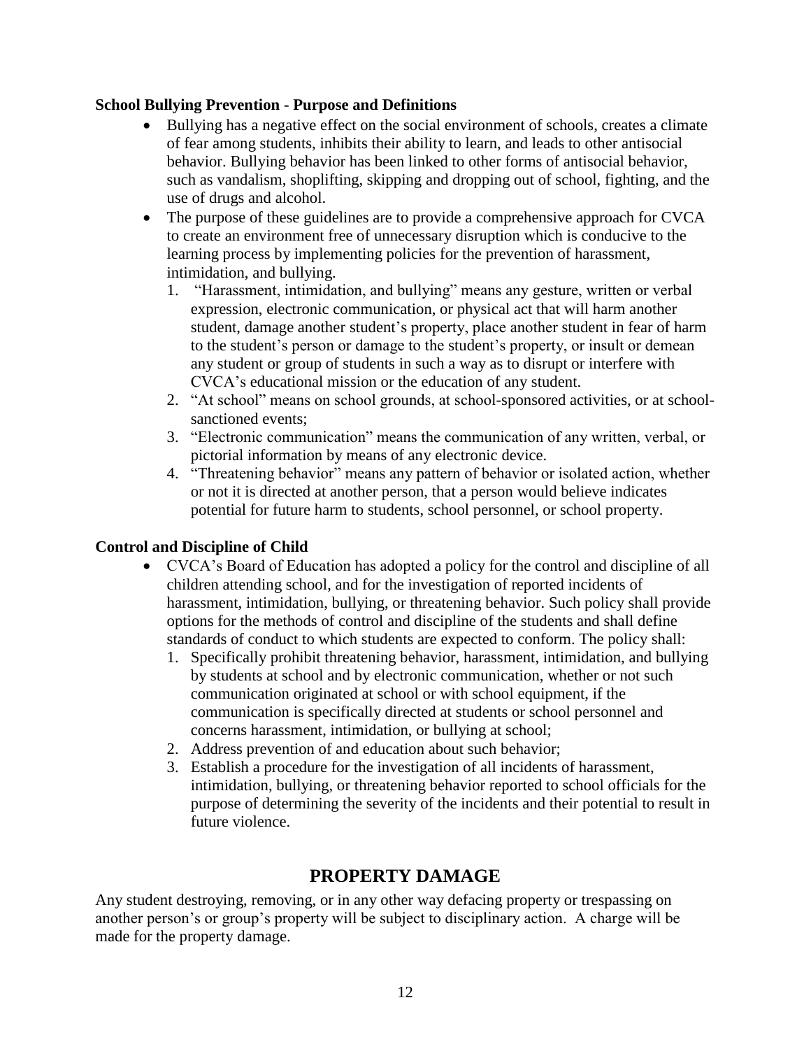**School Bullying Prevention - Purpose and Definitions**

- Bullying has a negative effect on the social environment of schools, creates a climate of fear among students, inhibits their ability to learn, and leads to other antisocial behavior. Bullying behavior has been linked to other forms of antisocial behavior, such as vandalism, shoplifting, skipping and dropping out of school, fighting, and the use of drugs and alcohol.
- The purpose of these guidelines are to provide a comprehensive approach for CVCA to create an environment free of unnecessary disruption which is conducive to the learning process by implementing policies for the prevention of harassment, intimidation, and bullying.
  1. "Harassment, intimidation, and bullying" means any gesture, written or verbal expression, electronic communication, or physical act that will harm another student, damage another student's property, place another student in fear of harm to the student's person or damage to the student's property, or insult or demean any student or group of students in such a way as to disrupt or interfere with CVCA's educational mission or the education of any student.
  2. "At school" means on school grounds, at school-sponsored activities, or at school-sanctioned events;
  3. "Electronic communication" means the communication of any written, verbal, or pictorial information by means of any electronic device.
  4. "Threatening behavior" means any pattern of behavior or isolated action, whether or not it is directed at another person, that a person would believe indicates potential for future harm to students, school personnel, or school property.

**Control and Discipline of Child**

- CVCA's Board of Education has adopted a policy for the control and discipline of all children attending school, and for the investigation of reported incidents of harassment, intimidation, bullying, or threatening behavior. Such policy shall provide options for the methods of control and discipline of the students and shall define standards of conduct to which students are expected to conform. The policy shall:
  1. Specifically prohibit threatening behavior, harassment, intimidation, and bullying by students at school and by electronic communication, whether or not such communication originated at school or with school equipment, if the communication is specifically directed at students or school personnel and concerns harassment, intimidation, or bullying at school;
  2. Address prevention of and education about such behavior;
  3. Establish a procedure for the investigation of all incidents of harassment, intimidation, bullying, or threatening behavior reported to school officials for the purpose of determining the severity of the incidents and their potential to result in future violence.

## PROPERTY DAMAGE

Any student destroying, removing, or in any other way defacing property or trespassing on another person's or group's property will be subject to disciplinary action. A charge will be made for the property damage.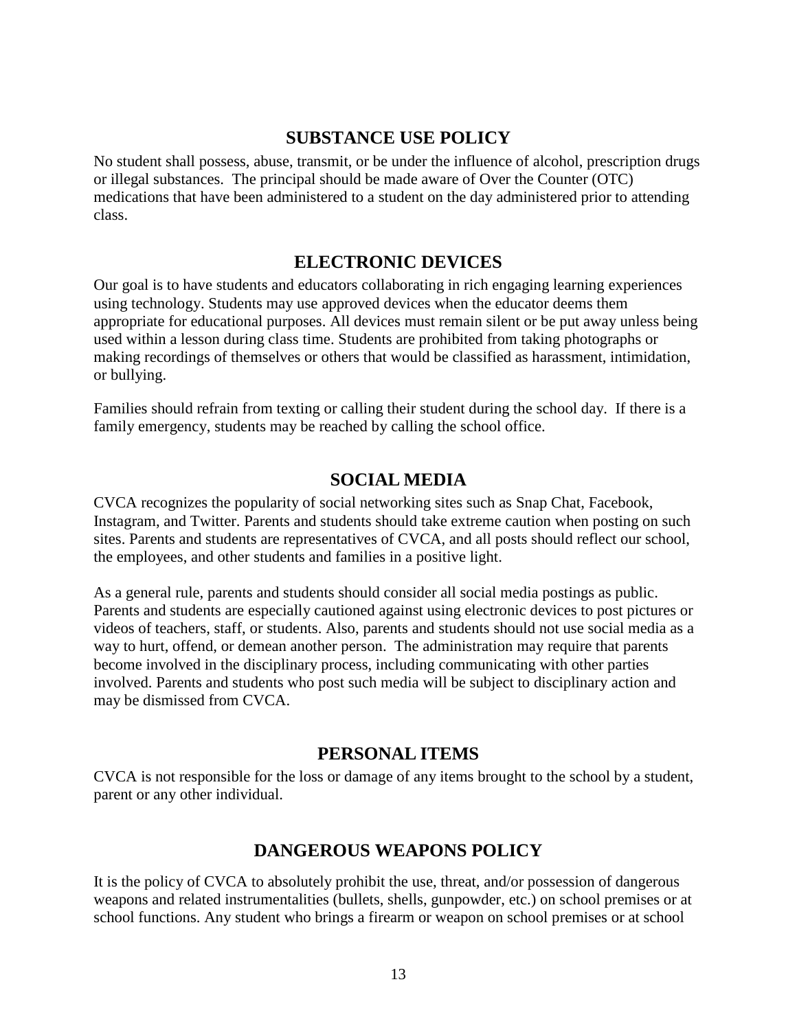## SUBSTANCE USE POLICY

No student shall possess, abuse, transmit, or be under the influence of alcohol, prescription drugs or illegal substances. The principal should be made aware of Over the Counter (OTC) medications that have been administered to a student on the day administered prior to attending class.

## ELECTRONIC DEVICES

Our goal is to have students and educators collaborating in rich engaging learning experiences using technology. Students may use approved devices when the educator deems them appropriate for educational purposes. All devices must remain silent or be put away unless being used within a lesson during class time. Students are prohibited from taking photographs or making recordings of themselves or others that would be classified as harassment, intimidation, or bullying.

Families should refrain from texting or calling their student during the school day. If there is a family emergency, students may be reached by calling the school office.

## SOCIAL MEDIA

CVCA recognizes the popularity of social networking sites such as Snap Chat, Facebook, Instagram, and Twitter. Parents and students should take extreme caution when posting on such sites. Parents and students are representatives of CVCA, and all posts should reflect our school, the employees, and other students and families in a positive light.

As a general rule, parents and students should consider all social media postings as public. Parents and students are especially cautioned against using electronic devices to post pictures or videos of teachers, staff, or students. Also, parents and students should not use social media as a way to hurt, offend, or demean another person. The administration may require that parents become involved in the disciplinary process, including communicating with other parties involved. Parents and students who post such media will be subject to disciplinary action and may be dismissed from CVCA.

## PERSONAL ITEMS

CVCA is not responsible for the loss or damage of any items brought to the school by a student, parent or any other individual.

## DANGEROUS WEAPONS POLICY

It is the policy of CVCA to absolutely prohibit the use, threat, and/or possession of dangerous weapons and related instrumentalities (bullets, shells, gunpowder, etc.) on school premises or at school functions. Any student who brings a firearm or weapon on school premises or at school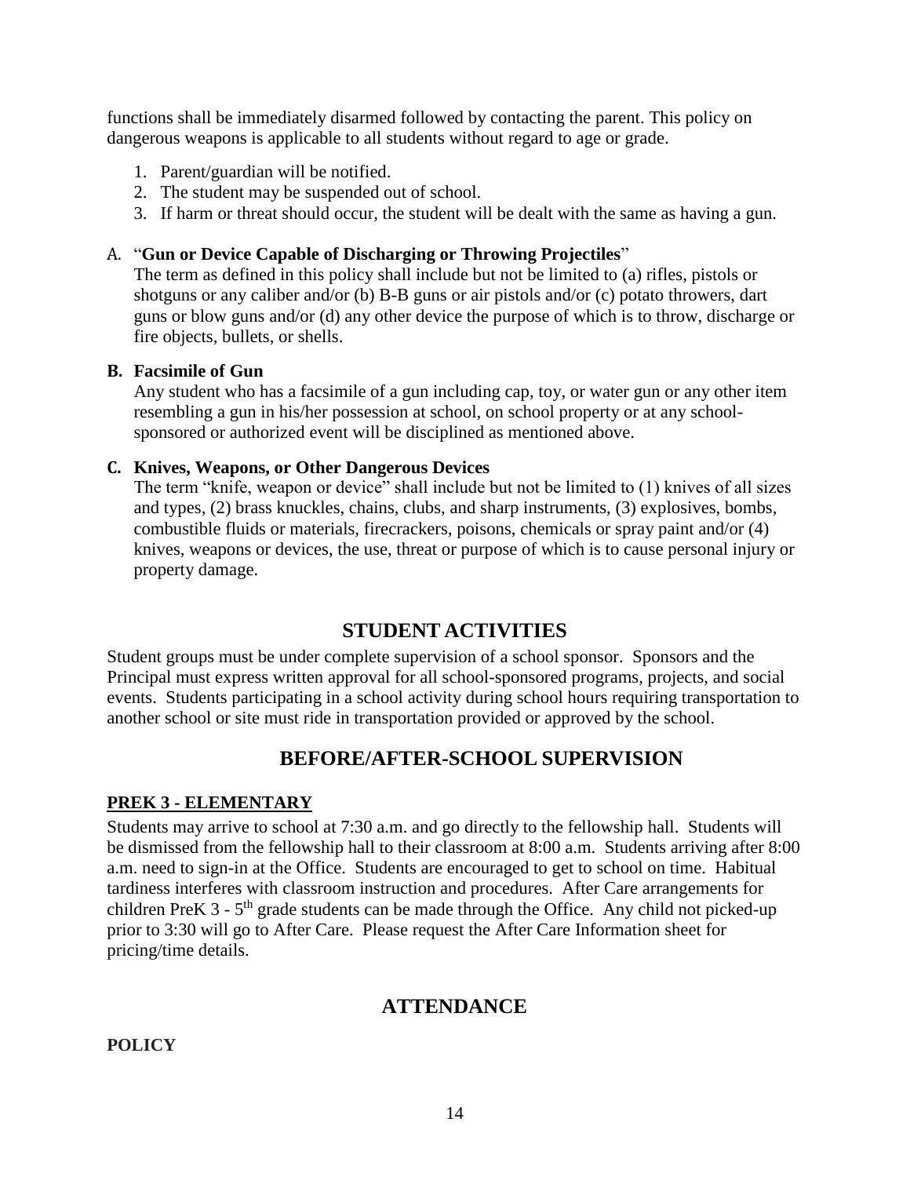functions shall be immediately disarmed followed by contacting the parent. This policy on dangerous weapons is applicable to all students without regard to age or grade.

1. Parent/guardian will be notified.
2. The student may be suspended out of school.
3. If harm or threat should occur, the student will be dealt with the same as having a gun.

A. "**Gun or Device Capable of Discharging or Throwing Projectiles**"

The term as defined in this policy shall include but not be limited to (a) rifles, pistols or shotguns or any caliber and/or (b) B-B guns or air pistols and/or (c) potato throwers, dart guns or blow guns and/or (d) any other device the purpose of which is to throw, discharge or fire objects, bullets, or shells.

**B. Facsimile of Gun**

Any student who has a facsimile of a gun including cap, toy, or water gun or any other item resembling a gun in his/her possession at school, on school property or at any school-sponsored or authorized event will be disciplined as mentioned above.

**C. Knives, Weapons, or Other Dangerous Devices**

The term "knife, weapon or device" shall include but not be limited to (1) knives of all sizes and types, (2) brass knuckles, chains, clubs, and sharp instruments, (3) explosives, bombs, combustible fluids or materials, firecrackers, poisons, chemicals or spray paint and/or (4) knives, weapons or devices, the use, threat or purpose of which is to cause personal injury or property damage.

## STUDENT ACTIVITIES

Student groups must be under complete supervision of a school sponsor. Sponsors and the Principal must express written approval for all school-sponsored programs, projects, and social events. Students participating in a school activity during school hours requiring transportation to another school or site must ride in transportation provided or approved by the school.

## BEFORE/AFTER-SCHOOL SUPERVISION

**PREK 3 - ELEMENTARY**

Students may arrive to school at 7:30 a.m. and go directly to the fellowship hall. Students will be dismissed from the fellowship hall to their classroom at 8:00 a.m. Students arriving after 8:00 a.m. need to sign-in at the Office. Students are encouraged to get to school on time. Habitual tardiness interferes with classroom instruction and procedures. After Care arrangements for children PreK 3 - 5th grade students can be made through the Office. Any child not picked-up prior to 3:30 will go to After Care. Please request the After Care Information sheet for pricing/time details.

## ATTENDANCE

**POLICY**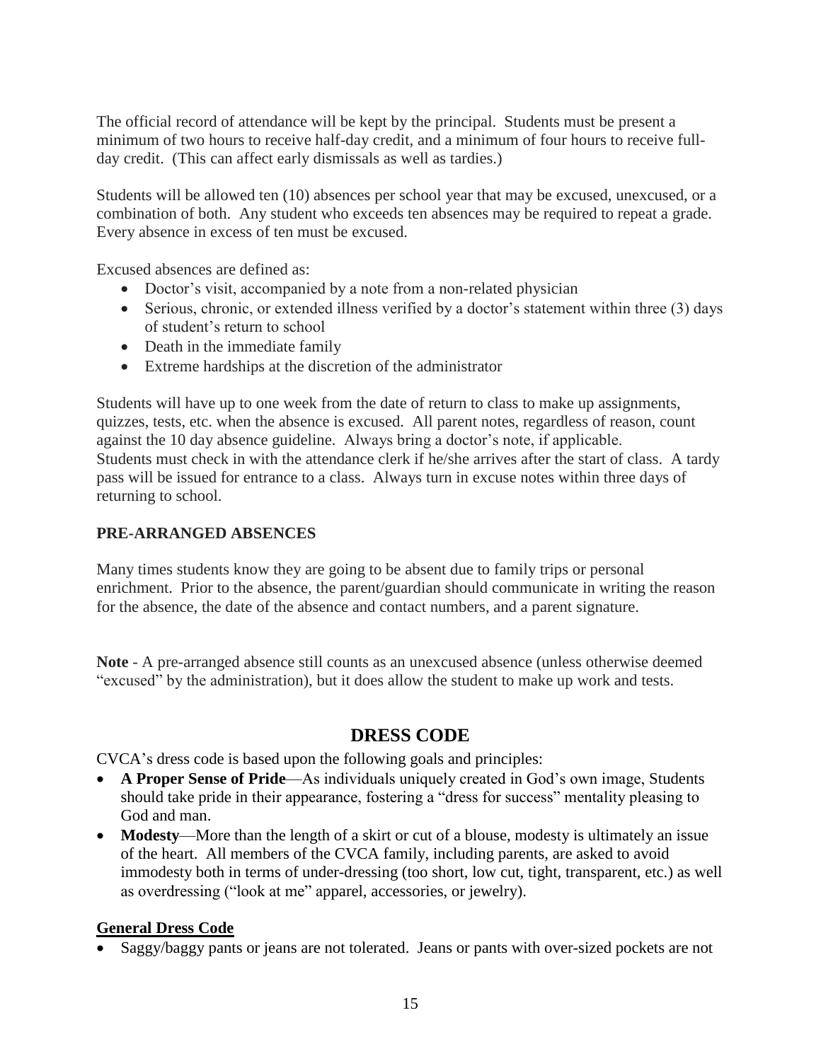The official record of attendance will be kept by the principal. Students must be present a minimum of two hours to receive half-day credit, and a minimum of four hours to receive full-day credit. (This can affect early dismissals as well as tardies.)

Students will be allowed ten (10) absences per school year that may be excused, unexcused, or a combination of both. Any student who exceeds ten absences may be required to repeat a grade. Every absence in excess of ten must be excused.

Excused absences are defined as:

- Doctor's visit, accompanied by a note from a non-related physician
- Serious, chronic, or extended illness verified by a doctor's statement within three (3) days of student's return to school
- Death in the immediate family
- Extreme hardships at the discretion of the administrator

Students will have up to one week from the date of return to class to make up assignments, quizzes, tests, etc. when the absence is excused. All parent notes, regardless of reason, count against the 10 day absence guideline. Always bring a doctor's note, if applicable.
Students must check in with the attendance clerk if he/she arrives after the start of class. A tardy pass will be issued for entrance to a class. Always turn in excuse notes within three days of returning to school.

**PRE-ARRANGED ABSENCES**

Many times students know they are going to be absent due to family trips or personal enrichment. Prior to the absence, the parent/guardian should communicate in writing the reason for the absence, the date of the absence and contact numbers, and a parent signature.

**Note** - A pre-arranged absence still counts as an unexcused absence (unless otherwise deemed "excused" by the administration), but it does allow the student to make up work and tests.

## DRESS CODE

CVCA's dress code is based upon the following goals and principles:

- **A Proper Sense of Pride**—As individuals uniquely created in God's own image, Students should take pride in their appearance, fostering a "dress for success" mentality pleasing to God and man.
- **Modesty**—More than the length of a skirt or cut of a blouse, modesty is ultimately an issue of the heart. All members of the CVCA family, including parents, are asked to avoid immodesty both in terms of under-dressing (too short, low cut, tight, transparent, etc.) as well as overdressing ("look at me" apparel, accessories, or jewelry).

**General Dress Code**

- Saggy/baggy pants or jeans are not tolerated. Jeans or pants with over-sized pockets are not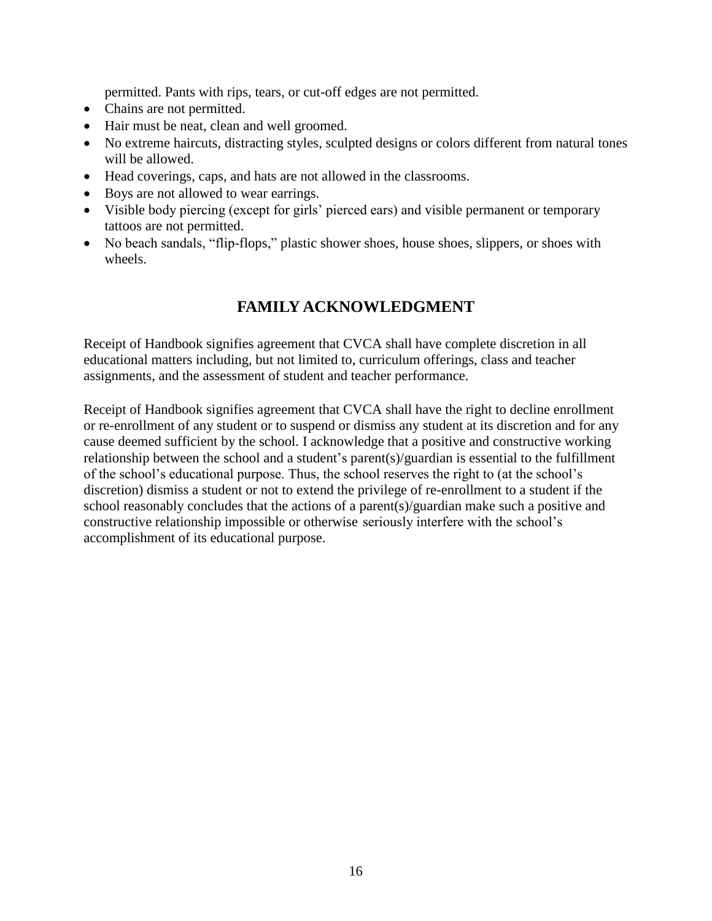permitted. Pants with rips, tears, or cut-off edges are not permitted.

- Chains are not permitted.
- Hair must be neat, clean and well groomed.
- No extreme haircuts, distracting styles, sculpted designs or colors different from natural tones will be allowed.
- Head coverings, caps, and hats are not allowed in the classrooms.
- Boys are not allowed to wear earrings.
- Visible body piercing (except for girls' pierced ears) and visible permanent or temporary tattoos are not permitted.
- No beach sandals, "flip-flops," plastic shower shoes, house shoes, slippers, or shoes with wheels.

## FAMILY ACKNOWLEDGMENT

Receipt of Handbook signifies agreement that CVCA shall have complete discretion in all educational matters including, but not limited to, curriculum offerings, class and teacher assignments, and the assessment of student and teacher performance.

Receipt of Handbook signifies agreement that CVCA shall have the right to decline enrollment or re-enrollment of any student or to suspend or dismiss any student at its discretion and for any cause deemed sufficient by the school. I acknowledge that a positive and constructive working relationship between the school and a student's parent(s)/guardian is essential to the fulfillment of the school's educational purpose. Thus, the school reserves the right to (at the school's discretion) dismiss a student or not to extend the privilege of re-enrollment to a student if the school reasonably concludes that the actions of a parent(s)/guardian make such a positive and constructive relationship impossible or otherwise seriously interfere with the school's accomplishment of its educational purpose.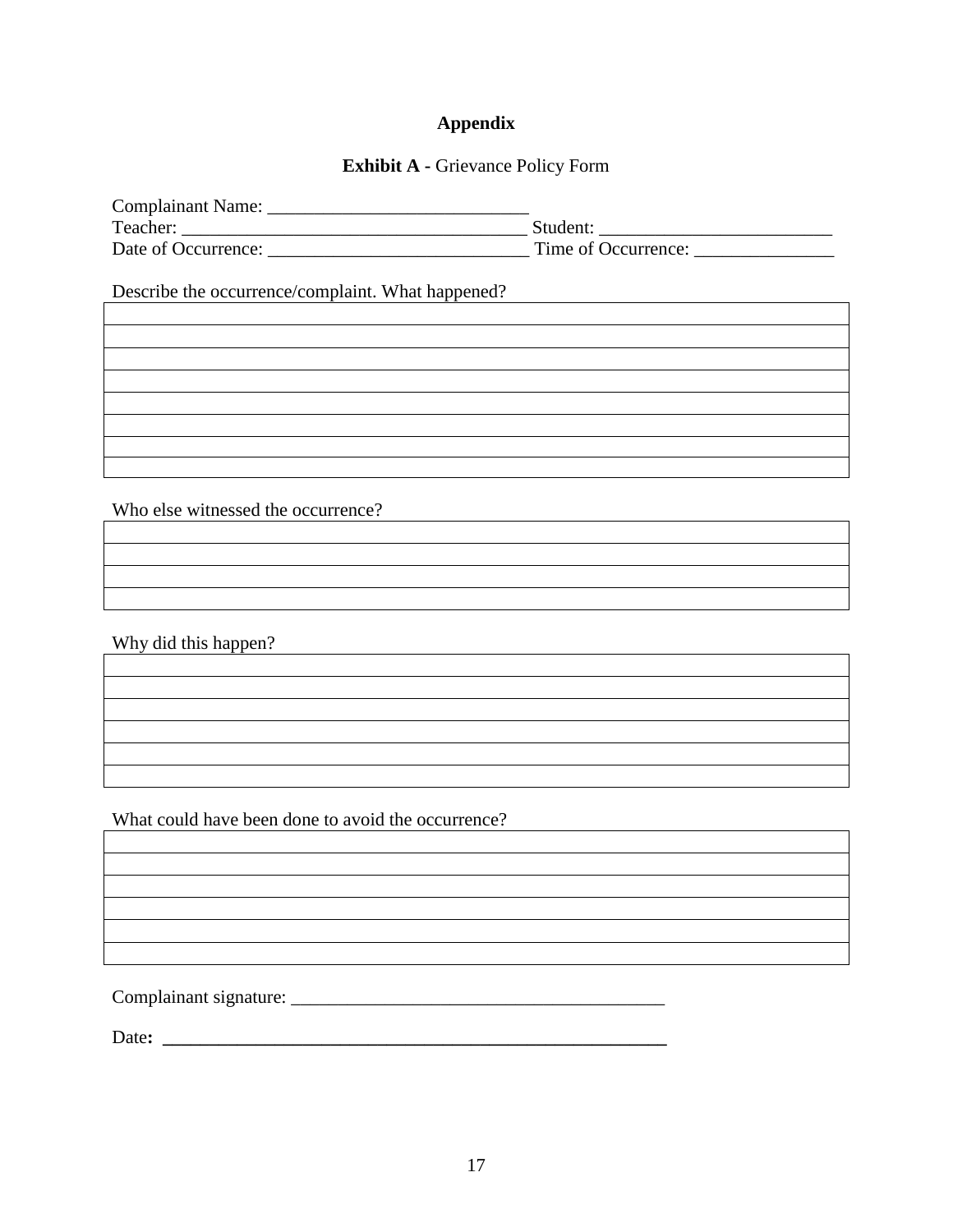# Appendix

## **Exhibit A -** Grievance Policy Form

Complainant Name: ____________________________
Teacher: _____________________________________ Student: _________________________
Date of Occurrence: ____________________________ Time of Occurrence: _______________

Describe the occurrence/complaint. What happened?

| |
|---|
| |
| |
| |
| |
| |
| |
| |

Who else witnessed the occurrence?

| |
|---|
| |
| |
| |

Why did this happen?

| |
|---|
| |
| |
| |
| |
| |

What could have been done to avoid the occurrence?

| |
|---|
| |
| |
| |
| |
| |

Complainant signature: _________________________________________

Date**: _______________________________________________________**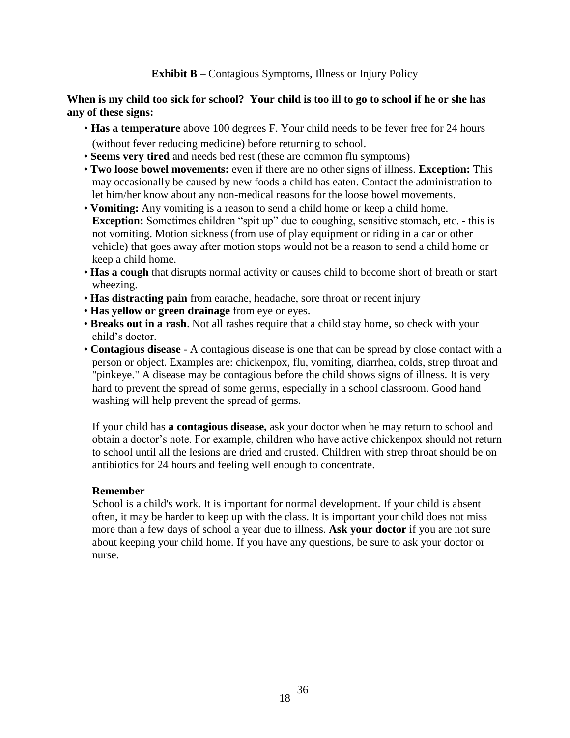**Exhibit B** – Contagious Symptoms, Illness or Injury Policy

**When is my child too sick for school? Your child is too ill to go to school if he or she has any of these signs:**

- **Has a temperature** above 100 degrees F. Your child needs to be fever free for 24 hours (without fever reducing medicine) before returning to school.
- **Seems very tired** and needs bed rest (these are common flu symptoms)
- **Two loose bowel movements:** even if there are no other signs of illness. **Exception:** This may occasionally be caused by new foods a child has eaten. Contact the administration to let him/her know about any non-medical reasons for the loose bowel movements.
- **Vomiting:** Any vomiting is a reason to send a child home or keep a child home. **Exception:** Sometimes children "spit up" due to coughing, sensitive stomach, etc. - this is not vomiting. Motion sickness (from use of play equipment or riding in a car or other vehicle) that goes away after motion stops would not be a reason to send a child home or keep a child home.
- **Has a cough** that disrupts normal activity or causes child to become short of breath or start wheezing.
- **Has distracting pain** from earache, headache, sore throat or recent injury
- **Has yellow or green drainage** from eye or eyes.
- **Breaks out in a rash**. Not all rashes require that a child stay home, so check with your child's doctor.
- **Contagious disease** - A contagious disease is one that can be spread by close contact with a person or object. Examples are: chickenpox, flu, vomiting, diarrhea, colds, strep throat and "pinkeye." A disease may be contagious before the child shows signs of illness. It is very hard to prevent the spread of some germs, especially in a school classroom. Good hand washing will help prevent the spread of germs.

  If your child has **a contagious disease,** ask your doctor when he may return to school and obtain a doctor's note. For example, children who have active chickenpox should not return to school until all the lesions are dried and crusted. Children with strep throat should be on antibiotics for 24 hours and feeling well enough to concentrate.

  **Remember**

  School is a child's work. It is important for normal development. If your child is absent often, it may be harder to keep up with the class. It is important your child does not miss more than a few days of school a year due to illness. **Ask your doctor** if you are not sure about keeping your child home. If you have any questions, be sure to ask your doctor or nurse.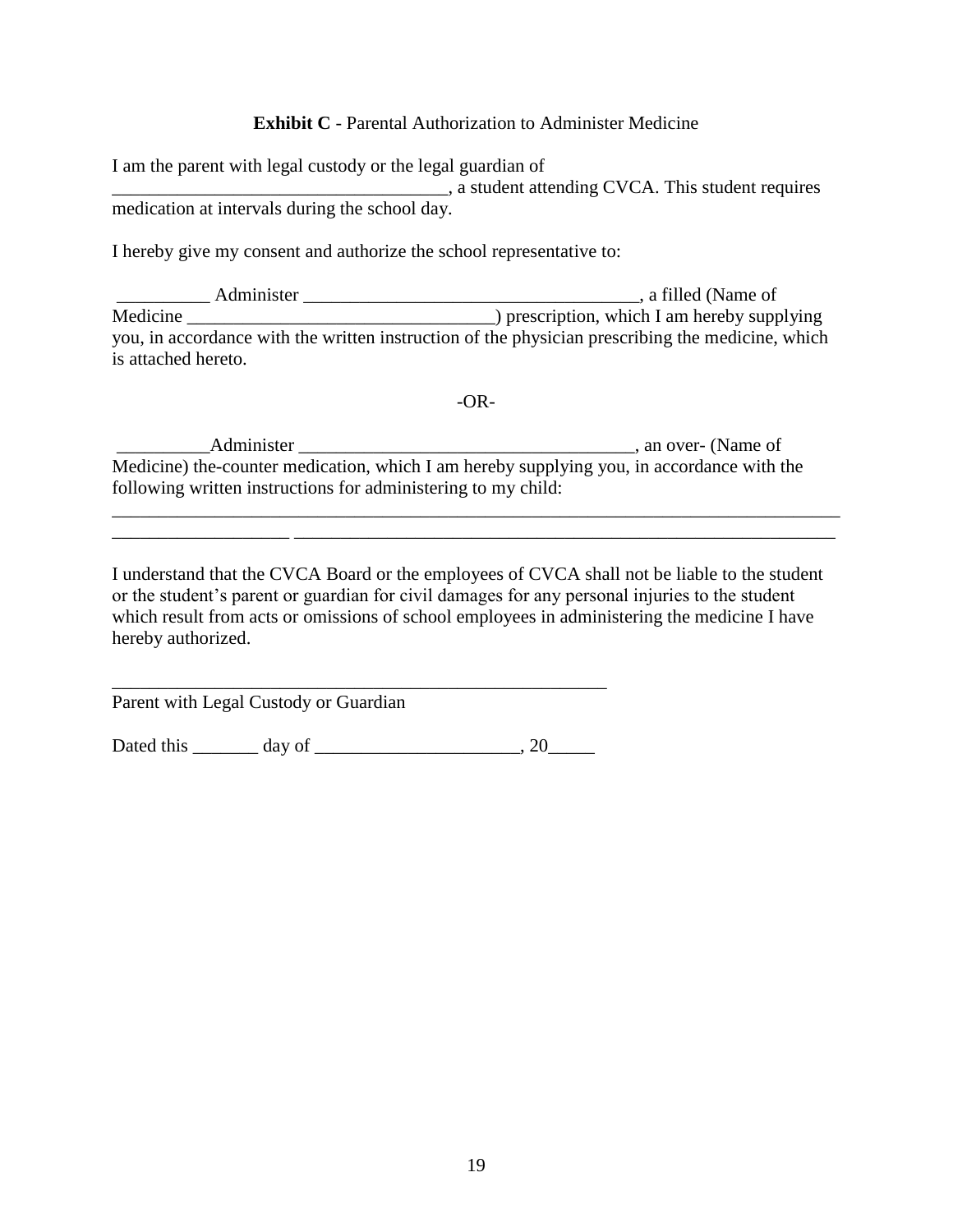**Exhibit C** - Parental Authorization to Administer Medicine

I am the parent with legal custody or the legal guardian of ___________________________________, a student attending CVCA. This student requires medication at intervals during the school day.

I hereby give my consent and authorize the school representative to:

__________ Administer ____________________________________, a filled (Name of Medicine _________________________________) prescription, which I am hereby supplying you, in accordance with the written instruction of the physician prescribing the medicine, which is attached hereto.

-OR-

__________Administer ____________________________________, an over- (Name of Medicine) the-counter medication, which I am hereby supplying you, in accordance with the following written instructions for administering to my child:

_________________________________________________________________________________
___________________ _____________________________________________________________

I understand that the CVCA Board or the employees of CVCA shall not be liable to the student or the student's parent or guardian for civil damages for any personal injuries to the student which result from acts or omissions of school employees in administering the medicine I have hereby authorized.

______________________________________________________
Parent with Legal Custody or Guardian

Dated this _______ day of ______________________, 20_____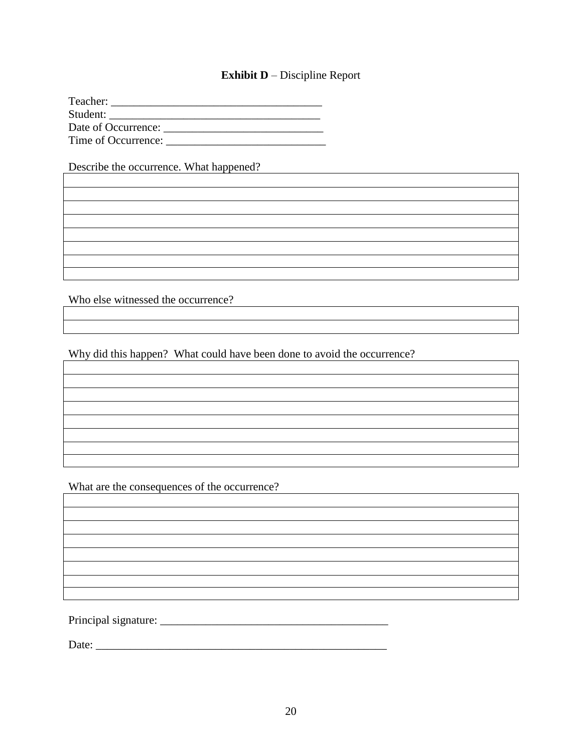**Exhibit D** – Discipline Report

Teacher: ____________________________________

Student: ____________________________________

Date of Occurrence: ____________________________

Time of Occurrence: ____________________________

Describe the occurrence. What happened?

| |
|---|
| |
| |
| |
| |
| |
| |
| |
| |

Who else witnessed the occurrence?

| |
|---|
| |
| |

Why did this happen? What could have been done to avoid the occurrence?

| |
|---|
| |
| |
| |
| |
| |
| |
| |
| |

What are the consequences of the occurrence?

| |
|---|
| |
| |
| |
| |
| |
| |
| |
| |

Principal signature: _________________________________________

Date: _____________________________________________________